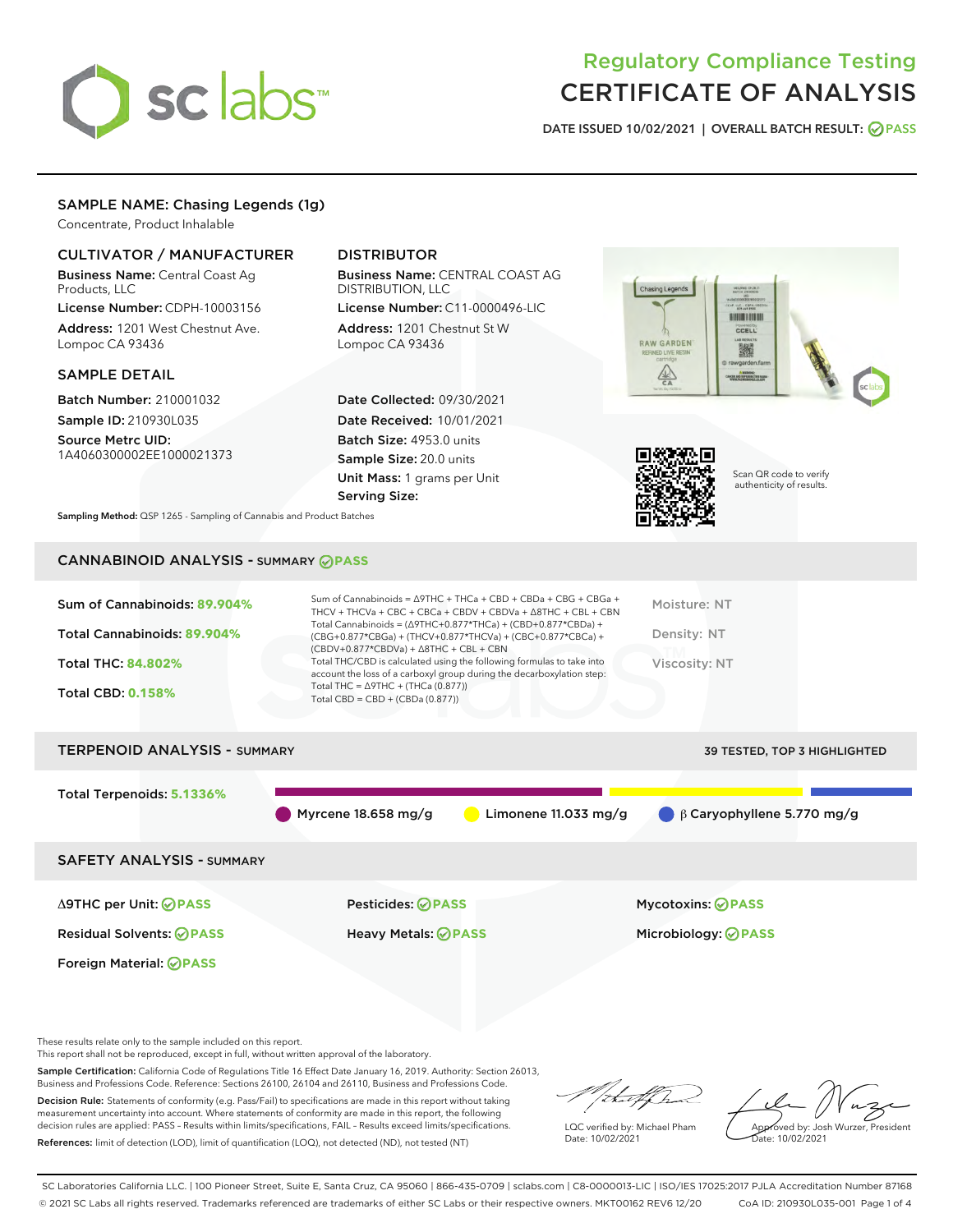# Regulatory Compliance Testing CERTIFICATE OF ANALYSIS

DATE ISSUED 10/02/2021 | OVERALL BATCH RESULT: PASS

## SAMPLE NAME: Chasing Legends (1g)

Concentrate, Product Inhalable

### CULTIVATOR / MANUFACTURER

**Business Name:** Central Coast Ag Products, LLC

**License Number:** CDPH-10003156

**Address:** 1201 West Chestnut Ave. Lompoc CA 93436

### DISTRIBUTOR

**Business Name:** CENTRAL COAST AG DISTRIBUTION, LLC

**License Number:** C11-0000496-LIC

**Address:** 1201 Chestnut St W Lompoc CA 93436

### SAMPLE DETAIL

**Batch Number:** 210001032

**Sample ID:** 210930L035

**Source Metrc UID:** 1A4060300002EE1000021373

**Date Collected:** 09/30/2021

**Date Received:** 10/01/2021

**Batch Size:** 4953.0 units

**Sample Size:** 20.0 units

**Unit Mass:** 1 grams per Unit

**Serving Size:**

Scan QR code to verify authenticity of results.

**Sampling Method:** QSP 1265 - Sampling of Cannabis and Product Batches

## CANNABINOID ANALYSIS - SUMMARY PASS

Sum of Cannabinoids: **89.904%**

Total Cannabinoids: **89.904%**

Total THC: **84.802%**

Total CBD: **0.158%**

Sum of Cannabinoids = Δ9THC + THCa + CBD + CBDa + CBG + CBGa + THCV + THCVa + CBC + CBCa + CBDV + CBDVa + Δ8THC + CBL + CBN

Total Cannabinoids = (Δ9THC+0.877*THCa) + (CBD+0.877*CBDa) + (CBG+0.877*CBGa) + (THCV+0.877*THCVa) + (CBC+0.877*CBCa) + (CBDV+0.877*CBDVa) + Δ8THC + CBL + CBN

Total THC/CBD is calculated using the following formulas to take into account the loss of a carboxyl group during the decarboxylation step:

Total THC = Δ9THC + (THCa (0.877))

Total CBD = CBD + (CBDa (0.877))

Moisture: NT

Density: NT

Viscosity: NT

## TERPENOID ANALYSIS - SUMMARY

39 TESTED, TOP 3 HIGHLIGHTED

Total Terpenoids: **5.1336%**

Myrcene 18.658 mg/g | Limonene 11.033 mg/g | β Caryophyllene 5.770 mg/g

## SAFETY ANALYSIS - SUMMARY

| | | |
|---|---|---|
| Δ9THC per Unit: PASS | Pesticides: PASS | Mycotoxins: PASS |
| Residual Solvents: PASS | Heavy Metals: PASS | Microbiology: PASS |
| Foreign Material: PASS | | |

These results relate only to the sample included on this report.
This report shall not be reproduced, except in full, without written approval of the laboratory.

**Sample Certification:** California Code of Regulations Title 16 Effect Date January 16, 2019. Authority: Section 26013, Business and Professions Code. Reference: Sections 26100, 26104 and 26110, Business and Professions Code.

**Decision Rule:** Statements of conformity (e.g. Pass/Fail) to specifications are made in this report without taking measurement uncertainty into account. Where statements of conformity are made in this report, the following decision rules are applied: PASS - Results within limits/specifications, FAIL - Results exceed limits/specifications.

**References:** limit of detection (LOD), limit of quantification (LOQ), not detected (ND), not tested (NT)

LQC verified by: Michael Pham
Date: 10/02/2021

Approved by: Josh Wurzer, President
Date: 10/02/2021

SC Laboratories California LLC. | 100 Pioneer Street, Suite E, Santa Cruz, CA 95060 | 866-435-0709 | sclabs.com | C8-0000013-LIC | ISO/IES 17025:2017 PJLA Accreditation Number 87168
© 2021 SC Labs all rights reserved. Trademarks referenced are trademarks of either SC Labs or their respective owners. MKT00162 REV6 12/20 CoA ID: 210930L035-001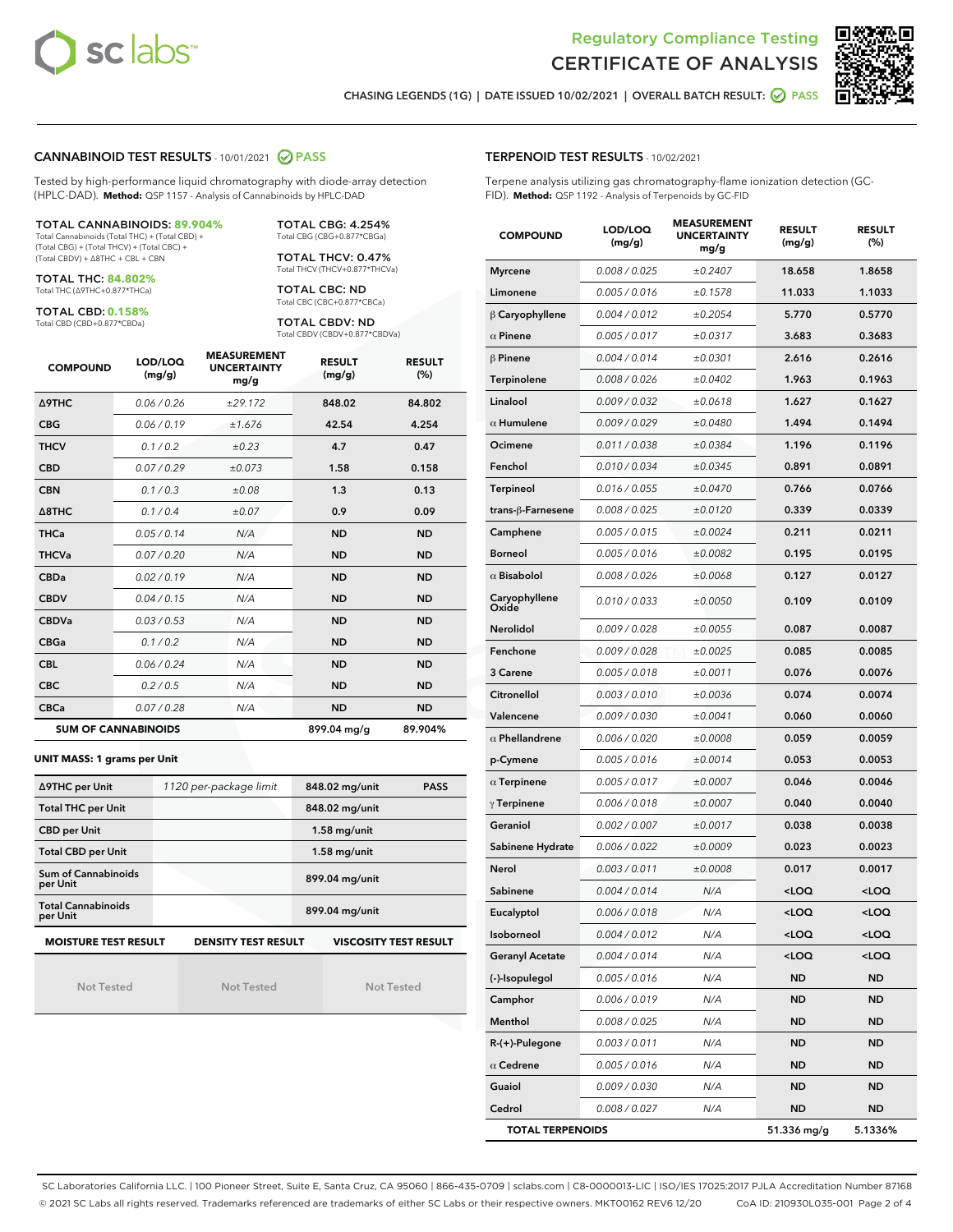Regulatory Compliance Testing

# CERTIFICATE OF ANALYSIS

CHASING LEGENDS (1G) | DATE ISSUED 10/02/2021 | OVERALL BATCH RESULT: PASS

## CANNABINOID TEST RESULTS - 10/01/2021 PASS

Tested by high-performance liquid chromatography with diode-array detection (HPLC-DAD). **Method:** QSP 1157 - Analysis of Cannabinoids by HPLC-DAD

**TOTAL CANNABINOIDS: 89.904%**
Total Cannabinoids (Total THC) + (Total CBD) + (Total CBG) + (Total THCV) + (Total CBC) + (Total CBDV) + Δ8THC + CBL + CBN

**TOTAL THC: 84.802%**
Total THC (Δ9THC+0.877*THCa)

**TOTAL CBD: 0.158%**
Total CBD (CBD+0.877*CBDa)

**TOTAL CBG: 4.254%**
Total CBG (CBG+0.877*CBGa)

**TOTAL THCV: 0.47%**
Total THCV (THCV+0.877*THCVa)

**TOTAL CBC: ND**
Total CBC (CBC+0.877*CBCa)

**TOTAL CBDV: ND**
Total CBDV (CBDV+0.877*CBDVa)

| COMPOUND | LOD/LOQ (mg/g) | MEASUREMENT UNCERTAINTY mg/g | RESULT (mg/g) | RESULT (%) |
|---|---|---|---|---|
| Δ9THC | 0.06 / 0.26 | ±29.172 | 848.02 | 84.802 |
| CBG | 0.06 / 0.19 | ±1.676 | 42.54 | 4.254 |
| THCV | 0.1 / 0.2 | ±0.23 | 4.7 | 0.47 |
| CBD | 0.07 / 0.29 | ±0.073 | 1.58 | 0.158 |
| CBN | 0.1 / 0.3 | ±0.08 | 1.3 | 0.13 |
| Δ8THC | 0.1 / 0.4 | ±0.07 | 0.9 | 0.09 |
| THCa | 0.05 / 0.14 | N/A | ND | ND |
| THCVa | 0.07 / 0.20 | N/A | ND | ND |
| CBDa | 0.02 / 0.19 | N/A | ND | ND |
| CBDV | 0.04 / 0.15 | N/A | ND | ND |
| CBDVa | 0.03 / 0.53 | N/A | ND | ND |
| CBGa | 0.1 / 0.2 | N/A | ND | ND |
| CBL | 0.06 / 0.24 | N/A | ND | ND |
| CBC | 0.2 / 0.5 | N/A | ND | ND |
| CBCa | 0.07 / 0.28 | N/A | ND | ND |
| **SUM OF CANNABINOIDS** | | | 899.04 mg/g | 89.904% |

### UNIT MASS: 1 grams per Unit

| | | | |
|---|---|---|---|
| Δ9THC per Unit | 1120 per-package limit | 848.02 mg/unit | PASS |
| Total THC per Unit | | 848.02 mg/unit | |
| CBD per Unit | | 1.58 mg/unit | |
| Total CBD per Unit | | 1.58 mg/unit | |
| Sum of Cannabinoids per Unit | | 899.04 mg/unit | |
| Total Cannabinoids per Unit | | 899.04 mg/unit | |

| MOISTURE TEST RESULT | DENSITY TEST RESULT | VISCOSITY TEST RESULT |
|---|---|---|
| Not Tested | Not Tested | Not Tested |

## TERPENOID TEST RESULTS - 10/02/2021

Terpene analysis utilizing gas chromatography-flame ionization detection (GC-FID). **Method:** QSP 1192 - Analysis of Terpenoids by GC-FID

| COMPOUND | LOD/LOQ (mg/g) | MEASUREMENT UNCERTAINTY mg/g | RESULT (mg/g) | RESULT (%) |
|---|---|---|---|---|
| Myrcene | 0.008 / 0.025 | ±0.2407 | 18.658 | 1.8658 |
| Limonene | 0.005 / 0.016 | ±0.1578 | 11.033 | 1.1033 |
| β Caryophyllene | 0.004 / 0.012 | ±0.2054 | 5.770 | 0.5770 |
| α Pinene | 0.005 / 0.017 | ±0.0317 | 3.683 | 0.3683 |
| β Pinene | 0.004 / 0.014 | ±0.0301 | 2.616 | 0.2616 |
| Terpinolene | 0.008 / 0.026 | ±0.0402 | 1.963 | 0.1963 |
| Linalool | 0.009 / 0.032 | ±0.0618 | 1.627 | 0.1627 |
| α Humulene | 0.009 / 0.029 | ±0.0480 | 1.494 | 0.1494 |
| Ocimene | 0.011 / 0.038 | ±0.0384 | 1.196 | 0.1196 |
| Fenchol | 0.010 / 0.034 | ±0.0345 | 0.891 | 0.0891 |
| Terpineol | 0.016 / 0.055 | ±0.0470 | 0.766 | 0.0766 |
| trans-β-Farnesene | 0.008 / 0.025 | ±0.0120 | 0.339 | 0.0339 |
| Camphene | 0.005 / 0.015 | ±0.0024 | 0.211 | 0.0211 |
| Borneol | 0.005 / 0.016 | ±0.0082 | 0.195 | 0.0195 |
| α Bisabolol | 0.008 / 0.026 | ±0.0068 | 0.127 | 0.0127 |
| Caryophyllene Oxide | 0.010 / 0.033 | ±0.0050 | 0.109 | 0.0109 |
| Nerolidol | 0.009 / 0.028 | ±0.0055 | 0.087 | 0.0087 |
| Fenchone | 0.009 / 0.028 | ±0.0025 | 0.085 | 0.0085 |
| 3 Carene | 0.005 / 0.018 | ±0.0011 | 0.076 | 0.0076 |
| Citronellol | 0.003 / 0.010 | ±0.0036 | 0.074 | 0.0074 |
| Valencene | 0.009 / 0.030 | ±0.0041 | 0.060 | 0.0060 |
| α Phellandrene | 0.006 / 0.020 | ±0.0008 | 0.059 | 0.0059 |
| p-Cymene | 0.005 / 0.016 | ±0.0014 | 0.053 | 0.0053 |
| α Terpinene | 0.005 / 0.017 | ±0.0007 | 0.046 | 0.0046 |
| γ Terpinene | 0.006 / 0.018 | ±0.0007 | 0.040 | 0.0040 |
| Geraniol | 0.002 / 0.007 | ±0.0017 | 0.038 | 0.0038 |
| Sabinene Hydrate | 0.006 / 0.022 | ±0.0009 | 0.023 | 0.0023 |
| Nerol | 0.003 / 0.011 | ±0.0008 | 0.017 | 0.0017 |
| Sabinene | 0.004 / 0.014 | N/A | <LOQ | <LOQ |
| Eucalyptol | 0.006 / 0.018 | N/A | <LOQ | <LOQ |
| Isoborneol | 0.004 / 0.012 | N/A | <LOQ | <LOQ |
| Geranyl Acetate | 0.004 / 0.014 | N/A | <LOQ | <LOQ |
| (-)-Isopulegol | 0.005 / 0.016 | N/A | ND | ND |
| Camphor | 0.006 / 0.019 | N/A | ND | ND |
| Menthol | 0.008 / 0.025 | N/A | ND | ND |
| R-(+)-Pulegone | 0.003 / 0.011 | N/A | ND | ND |
| α Cedrene | 0.005 / 0.016 | N/A | ND | ND |
| Guaiol | 0.009 / 0.030 | N/A | ND | ND |
| Cedrol | 0.008 / 0.027 | N/A | ND | ND |
| **TOTAL TERPENOIDS** | | | 51.336 mg/g | 5.1336% |

SC Laboratories California LLC. | 100 Pioneer Street, Suite E, Santa Cruz, CA 95060 | 866-435-0709 | sclabs.com | C8-0000013-LIC | ISO/IES 17025:2017 PJLA Accreditation Number 87168
© 2021 SC Labs all rights reserved. Trademarks referenced are trademarks of either SC Labs or their respective owners. MKT00162 REV6 12/20 CoA ID: 210930L035-001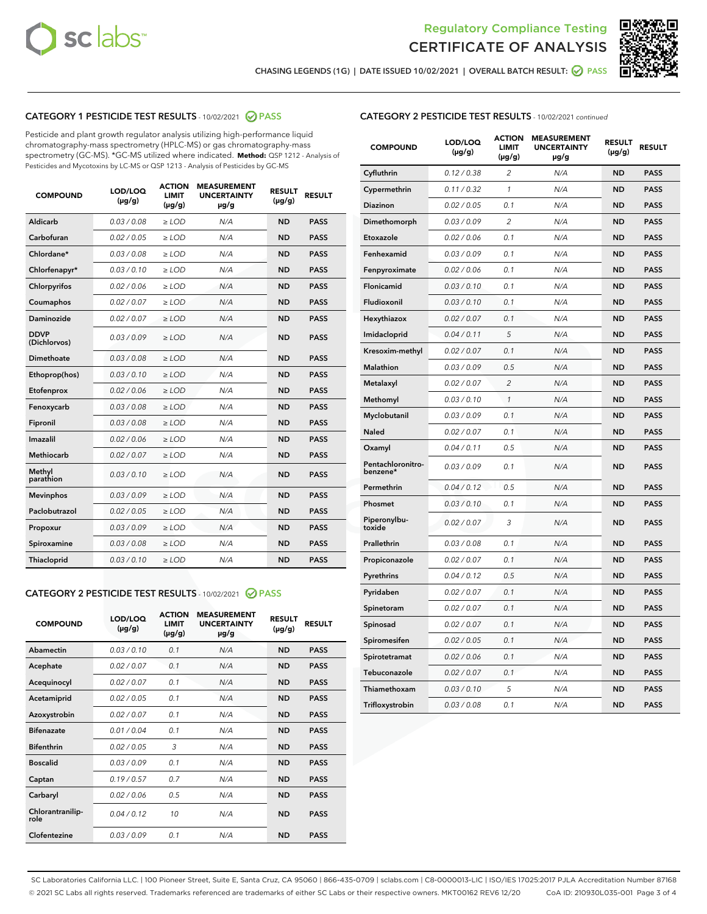Regulatory Compliance Testing
CERTIFICATE OF ANALYSIS

CHASING LEGENDS (1G) | DATE ISSUED 10/02/2021 | OVERALL BATCH RESULT: PASS

## CATEGORY 1 PESTICIDE TEST RESULTS - 10/02/2021 PASS

Pesticide and plant growth regulator analysis utilizing high-performance liquid chromatography-mass spectrometry (HPLC-MS) or gas chromatography-mass spectrometry (GC-MS). *GC-MS utilized where indicated. **Method:** QSP 1212 - Analysis of Pesticides and Mycotoxins by LC-MS or QSP 1213 - Analysis of Pesticides by GC-MS

| COMPOUND | LOD/LOQ (µg/g) | ACTION LIMIT (µg/g) | MEASUREMENT UNCERTAINTY µg/g | RESULT (µg/g) | RESULT |
|---|---|---|---|---|---|
| Aldicarb | 0.03 / 0.08 | ≥ LOD | N/A | ND | PASS |
| Carbofuran | 0.02 / 0.05 | ≥ LOD | N/A | ND | PASS |
| Chlordane* | 0.03 / 0.08 | ≥ LOD | N/A | ND | PASS |
| Chlorfenapyr* | 0.03 / 0.10 | ≥ LOD | N/A | ND | PASS |
| Chlorpyrifos | 0.02 / 0.06 | ≥ LOD | N/A | ND | PASS |
| Coumaphos | 0.02 / 0.07 | ≥ LOD | N/A | ND | PASS |
| Daminozide | 0.02 / 0.07 | ≥ LOD | N/A | ND | PASS |
| DDVP (Dichlorvos) | 0.03 / 0.09 | ≥ LOD | N/A | ND | PASS |
| Dimethoate | 0.03 / 0.08 | ≥ LOD | N/A | ND | PASS |
| Ethoprop(hos) | 0.03 / 0.10 | ≥ LOD | N/A | ND | PASS |
| Etofenprox | 0.02 / 0.06 | ≥ LOD | N/A | ND | PASS |
| Fenoxycarb | 0.03 / 0.08 | ≥ LOD | N/A | ND | PASS |
| Fipronil | 0.03 / 0.08 | ≥ LOD | N/A | ND | PASS |
| Imazalil | 0.02 / 0.06 | ≥ LOD | N/A | ND | PASS |
| Methiocarb | 0.02 / 0.07 | ≥ LOD | N/A | ND | PASS |
| Methyl parathion | 0.03 / 0.10 | ≥ LOD | N/A | ND | PASS |
| Mevinphos | 0.03 / 0.09 | ≥ LOD | N/A | ND | PASS |
| Paclobutrazol | 0.02 / 0.05 | ≥ LOD | N/A | ND | PASS |
| Propoxur | 0.03 / 0.09 | ≥ LOD | N/A | ND | PASS |
| Spiroxamine | 0.03 / 0.08 | ≥ LOD | N/A | ND | PASS |
| Thiacloprid | 0.03 / 0.10 | ≥ LOD | N/A | ND | PASS |

## CATEGORY 2 PESTICIDE TEST RESULTS - 10/02/2021 PASS

| COMPOUND | LOD/LOQ (µg/g) | ACTION LIMIT (µg/g) | MEASUREMENT UNCERTAINTY µg/g | RESULT (µg/g) | RESULT |
|---|---|---|---|---|---|
| Abamectin | 0.03 / 0.10 | 0.1 | N/A | ND | PASS |
| Acephate | 0.02 / 0.07 | 0.1 | N/A | ND | PASS |
| Acequinocyl | 0.02 / 0.07 | 0.1 | N/A | ND | PASS |
| Acetamiprid | 0.02 / 0.05 | 0.1 | N/A | ND | PASS |
| Azoxystrobin | 0.02 / 0.07 | 0.1 | N/A | ND | PASS |
| Bifenazate | 0.01 / 0.04 | 0.1 | N/A | ND | PASS |
| Bifenthrin | 0.02 / 0.05 | 3 | N/A | ND | PASS |
| Boscalid | 0.03 / 0.09 | 0.1 | N/A | ND | PASS |
| Captan | 0.19 / 0.57 | 0.7 | N/A | ND | PASS |
| Carbaryl | 0.02 / 0.06 | 0.5 | N/A | ND | PASS |
| Chlorantraniliprole | 0.04 / 0.12 | 10 | N/A | ND | PASS |
| Clofentezine | 0.03 / 0.09 | 0.1 | N/A | ND | PASS |
| Cyfluthrin | 0.12 / 0.38 | 2 | N/A | ND | PASS |
| Cypermethrin | 0.11 / 0.32 | 1 | N/A | ND | PASS |
| Diazinon | 0.02 / 0.05 | 0.1 | N/A | ND | PASS |
| Dimethomorph | 0.03 / 0.09 | 2 | N/A | ND | PASS |
| Etoxazole | 0.02 / 0.06 | 0.1 | N/A | ND | PASS |
| Fenhexamid | 0.03 / 0.09 | 0.1 | N/A | ND | PASS |
| Fenpyroximate | 0.02 / 0.06 | 0.1 | N/A | ND | PASS |
| Flonicamid | 0.03 / 0.10 | 0.1 | N/A | ND | PASS |
| Fludioxonil | 0.03 / 0.10 | 0.1 | N/A | ND | PASS |
| Hexythiazox | 0.02 / 0.07 | 0.1 | N/A | ND | PASS |
| Imidacloprid | 0.04 / 0.11 | 5 | N/A | ND | PASS |
| Kresoxim-methyl | 0.02 / 0.07 | 0.1 | N/A | ND | PASS |
| Malathion | 0.03 / 0.09 | 0.5 | N/A | ND | PASS |
| Metalaxyl | 0.02 / 0.07 | 2 | N/A | ND | PASS |
| Methomyl | 0.03 / 0.10 | 1 | N/A | ND | PASS |
| Myclobutanil | 0.03 / 0.09 | 0.1 | N/A | ND | PASS |
| Naled | 0.02 / 0.07 | 0.1 | N/A | ND | PASS |
| Oxamyl | 0.04 / 0.11 | 0.5 | N/A | ND | PASS |
| Pentachloronitrobenzene* | 0.03 / 0.09 | 0.1 | N/A | ND | PASS |
| Permethrin | 0.04 / 0.12 | 0.5 | N/A | ND | PASS |
| Phosmet | 0.03 / 0.10 | 0.1 | N/A | ND | PASS |
| Piperonylbutoxide | 0.02 / 0.07 | 3 | N/A | ND | PASS |
| Prallethrin | 0.03 / 0.08 | 0.1 | N/A | ND | PASS |
| Propiconazole | 0.02 / 0.07 | 0.1 | N/A | ND | PASS |
| Pyrethrins | 0.04 / 0.12 | 0.5 | N/A | ND | PASS |
| Pyridaben | 0.02 / 0.07 | 0.1 | N/A | ND | PASS |
| Spinetoram | 0.02 / 0.07 | 0.1 | N/A | ND | PASS |
| Spinosad | 0.02 / 0.07 | 0.1 | N/A | ND | PASS |
| Spiromesifen | 0.02 / 0.05 | 0.1 | N/A | ND | PASS |
| Spirotetramat | 0.02 / 0.06 | 0.1 | N/A | ND | PASS |
| Tebuconazole | 0.02 / 0.07 | 0.1 | N/A | ND | PASS |
| Thiamethoxam | 0.03 / 0.10 | 5 | N/A | ND | PASS |
| Trifloxystrobin | 0.03 / 0.08 | 0.1 | N/A | ND | PASS |

SC Laboratories California LLC. | 100 Pioneer Street, Suite E, Santa Cruz, CA 95060 | 866-435-0709 | sclabs.com | C8-0000013-LIC | ISO/IES 17025:2017 PJLA Accreditation Number 87168
© 2021 SC Labs all rights reserved. Trademarks referenced are trademarks of either SC Labs or their respective owners. MKT00162 REV6 12/20 CoA ID: 210930L035-001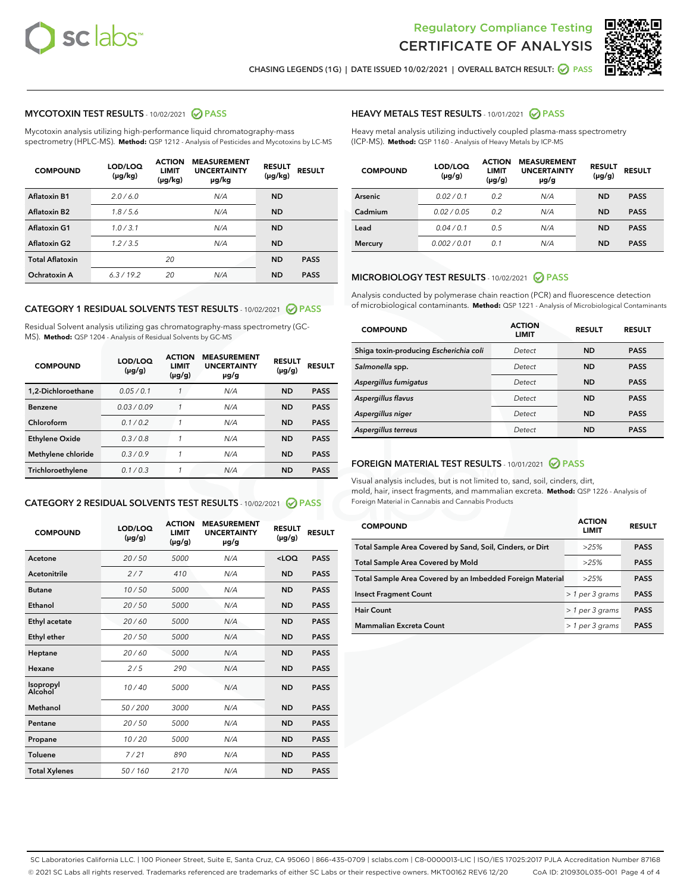Regulatory Compliance Testing
# CERTIFICATE OF ANALYSIS

CHASING LEGENDS (1G) | DATE ISSUED 10/02/2021 | OVERALL BATCH RESULT: PASS

## MYCOTOXIN TEST RESULTS - 10/02/2021 PASS

Mycotoxin analysis utilizing high-performance liquid chromatography-mass spectrometry (HPLC-MS). **Method:** QSP 1212 - Analysis of Pesticides and Mycotoxins by LC-MS

| COMPOUND | LOD/LOQ (μg/kg) | ACTION LIMIT (μg/kg) | MEASUREMENT UNCERTAINTY μg/kg | RESULT (μg/kg) | RESULT |
|---|---|---|---|---|---|
| Aflatoxin B1 | 2.0 / 6.0 | | N/A | ND | |
| Aflatoxin B2 | 1.8 / 5.6 | | N/A | ND | |
| Aflatoxin G1 | 1.0 / 3.1 | | N/A | ND | |
| Aflatoxin G2 | 1.2 / 3.5 | | N/A | ND | |
| Total Aflatoxin | | 20 | | ND | PASS |
| Ochratoxin A | 6.3 / 19.2 | 20 | N/A | ND | PASS |

## CATEGORY 1 RESIDUAL SOLVENTS TEST RESULTS - 10/02/2021 PASS

Residual Solvent analysis utilizing gas chromatography-mass spectrometry (GC-MS). **Method:** QSP 1204 - Analysis of Residual Solvents by GC-MS

| COMPOUND | LOD/LOQ (μg/g) | ACTION LIMIT (μg/g) | MEASUREMENT UNCERTAINTY μg/g | RESULT (μg/g) | RESULT |
|---|---|---|---|---|---|
| 1,2-Dichloroethane | 0.05 / 0.1 | 1 | N/A | ND | PASS |
| Benzene | 0.03 / 0.09 | 1 | N/A | ND | PASS |
| Chloroform | 0.1 / 0.2 | 1 | N/A | ND | PASS |
| Ethylene Oxide | 0.3 / 0.8 | 1 | N/A | ND | PASS |
| Methylene chloride | 0.3 / 0.9 | 1 | N/A | ND | PASS |
| Trichloroethylene | 0.1 / 0.3 | 1 | N/A | ND | PASS |

## CATEGORY 2 RESIDUAL SOLVENTS TEST RESULTS - 10/02/2021 PASS

| COMPOUND | LOD/LOQ (μg/g) | ACTION LIMIT (μg/g) | MEASUREMENT UNCERTAINTY μg/g | RESULT (μg/g) | RESULT |
|---|---|---|---|---|---|
| Acetone | 20 / 50 | 5000 | N/A | <LOQ | PASS |
| Acetonitrile | 2 / 7 | 410 | N/A | ND | PASS |
| Butane | 10 / 50 | 5000 | N/A | ND | PASS |
| Ethanol | 20 / 50 | 5000 | N/A | ND | PASS |
| Ethyl acetate | 20 / 60 | 5000 | N/A | ND | PASS |
| Ethyl ether | 20 / 50 | 5000 | N/A | ND | PASS |
| Heptane | 20 / 60 | 5000 | N/A | ND | PASS |
| Hexane | 2 / 5 | 290 | N/A | ND | PASS |
| Isopropyl Alcohol | 10 / 40 | 5000 | N/A | ND | PASS |
| Methanol | 50 / 200 | 3000 | N/A | ND | PASS |
| Pentane | 20 / 50 | 5000 | N/A | ND | PASS |
| Propane | 10 / 20 | 5000 | N/A | ND | PASS |
| Toluene | 7 / 21 | 890 | N/A | ND | PASS |
| Total Xylenes | 50 / 160 | 2170 | N/A | ND | PASS |

## HEAVY METALS TEST RESULTS - 10/01/2021 PASS

Heavy metal analysis utilizing inductively coupled plasma-mass spectrometry (ICP-MS). **Method:** QSP 1160 - Analysis of Heavy Metals by ICP-MS

| COMPOUND | LOD/LOQ (μg/g) | ACTION LIMIT (μg/g) | MEASUREMENT UNCERTAINTY μg/g | RESULT (μg/g) | RESULT |
|---|---|---|---|---|---|
| Arsenic | 0.02 / 0.1 | 0.2 | N/A | ND | PASS |
| Cadmium | 0.02 / 0.05 | 0.2 | N/A | ND | PASS |
| Lead | 0.04 / 0.1 | 0.5 | N/A | ND | PASS |
| Mercury | 0.002 / 0.01 | 0.1 | N/A | ND | PASS |

## MICROBIOLOGY TEST RESULTS - 10/02/2021 PASS

Analysis conducted by polymerase chain reaction (PCR) and fluorescence detection of microbiological contaminants. **Method:** QSP 1221 - Analysis of Microbiological Contaminants

| COMPOUND | ACTION LIMIT | RESULT | RESULT |
|---|---|---|---|
| Shiga toxin-producing *Escherichia coli* | Detect | ND | PASS |
| *Salmonella* spp. | Detect | ND | PASS |
| *Aspergillus fumigatus* | Detect | ND | PASS |
| *Aspergillus flavus* | Detect | ND | PASS |
| *Aspergillus niger* | Detect | ND | PASS |
| *Aspergillus terreus* | Detect | ND | PASS |

## FOREIGN MATERIAL TEST RESULTS - 10/01/2021 PASS

Visual analysis includes, but is not limited to, sand, soil, cinders, dirt, mold, hair, insect fragments, and mammalian excreta. **Method:** QSP 1226 - Analysis of Foreign Material in Cannabis and Cannabis Products

| COMPOUND | ACTION LIMIT | RESULT |
|---|---|---|
| Total Sample Area Covered by Sand, Soil, Cinders, or Dirt | >25% | PASS |
| Total Sample Area Covered by Mold | >25% | PASS |
| Total Sample Area Covered by an Imbedded Foreign Material | >25% | PASS |
| Insect Fragment Count | > 1 per 3 grams | PASS |
| Hair Count | > 1 per 3 grams | PASS |
| Mammalian Excreta Count | > 1 per 3 grams | PASS |

SC Laboratories California LLC. | 100 Pioneer Street, Suite E, Santa Cruz, CA 95060 | 866-435-0709 | sclabs.com | C8-0000013-LIC | ISO/IES 17025:2017 PJLA Accreditation Number 87168
© 2021 SC Labs all rights reserved. Trademarks referenced are trademarks of either SC Labs or their respective owners. MKT00162 REV6 12/20 CoA ID: 210930L035-001